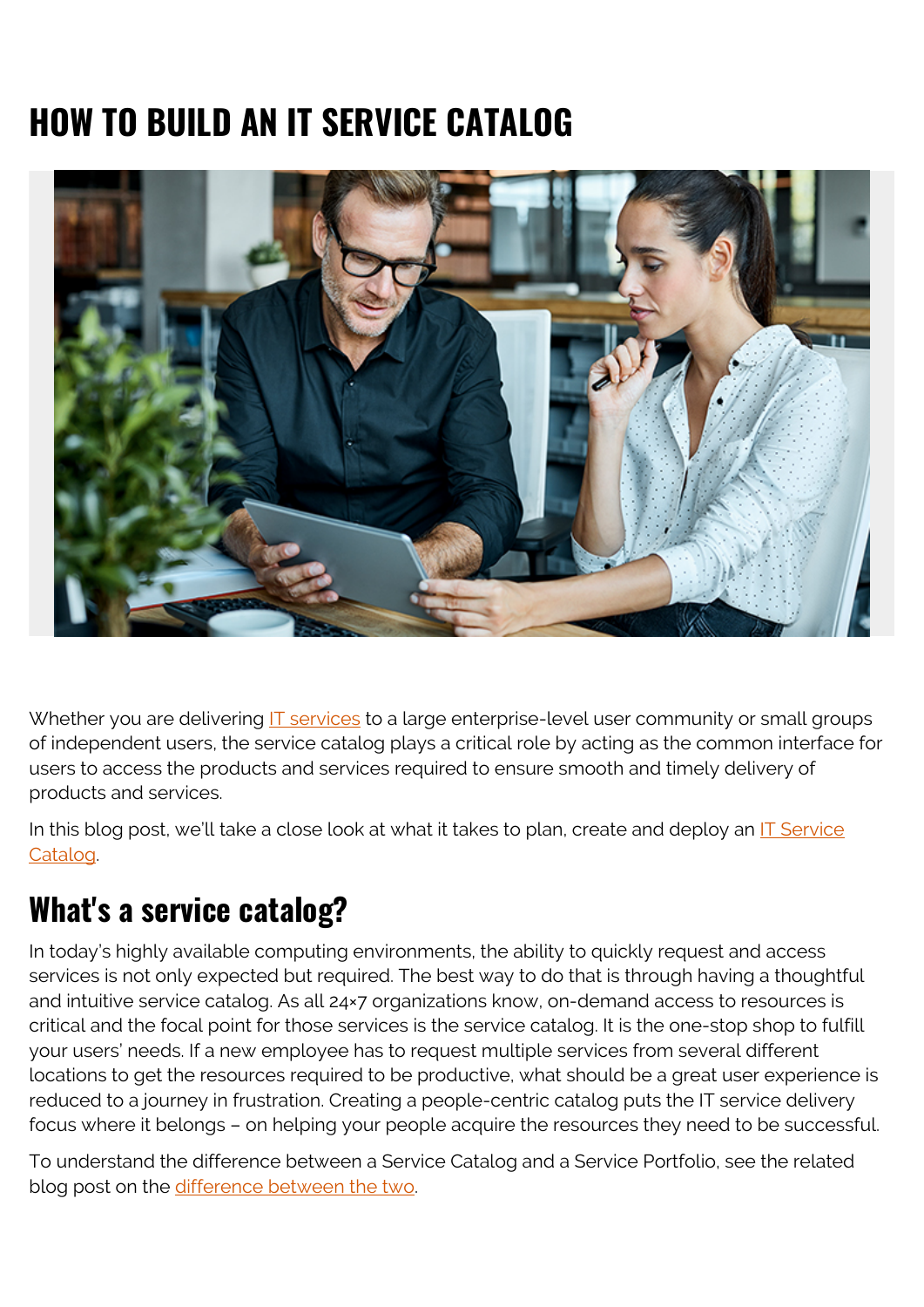# HOW TO BUILD AN IT SERVICE CATALOG

Whether you are delivering IT services to a large enterprise-level user community or small groups of independent users, the service catalog plays a critical role by acting as the common interface for users to access the products and services required to ensure smooth and timely delivery of products and services.

In this blog post, we'll take a close look at what it takes to plan, create and deploy an IT Service Catalog.

## What's a service catalog?

In today's highly available computing environments, the ability to quickly request and access services is not only expected but required. The best way to do that is through having a thoughtful and intuitive service catalog. As all 24×7 organizations know, on-demand access to resources is critical and the focal point for those services is the service catalog. It is the one-stop shop to fulfill your users' needs. If a new employee has to request multiple services from several different locations to get the resources required to be productive, what should be a great user experience is reduced to a journey in frustration. Creating a people-centric catalog puts the IT service delivery focus where it belongs – on helping your people acquire the resources they need to be successful.

To understand the difference between a Service Catalog and a Service Portfolio, see the related blog post on the difference between the two.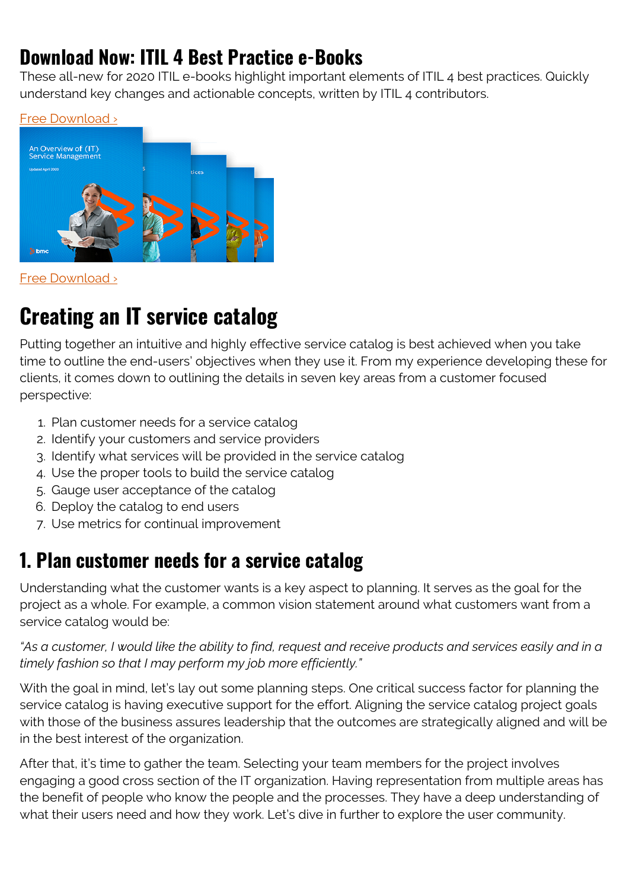## Download Now: ITIL 4 Best Practice e-Books

These all-new for 2020 ITIL e-books highlight important elements of ITIL 4 best practices. Quickly understand key changes and actionable concepts, written by ITIL 4 contributors.

Free Download ›

Free Download ›

# Creating an IT service catalog

Putting together an intuitive and highly effective service catalog is best achieved when you take time to outline the end-users' objectives when they use it. From my experience developing these for clients, it comes down to outlining the details in seven key areas from a customer focused perspective:

1. Plan customer needs for a service catalog
2. Identify your customers and service providers
3. Identify what services will be provided in the service catalog
4. Use the proper tools to build the service catalog
5. Gauge user acceptance of the catalog
6. Deploy the catalog to end users
7. Use metrics for continual improvement

## 1. Plan customer needs for a service catalog

Understanding what the customer wants is a key aspect to planning. It serves as the goal for the project as a whole. For example, a common vision statement around what customers want from a service catalog would be:

*"As a customer, I would like the ability to find, request and receive products and services easily and in a timely fashion so that I may perform my job more efficiently."*

With the goal in mind, let's lay out some planning steps. One critical success factor for planning the service catalog is having executive support for the effort. Aligning the service catalog project goals with those of the business assures leadership that the outcomes are strategically aligned and will be in the best interest of the organization.

After that, it's time to gather the team. Selecting your team members for the project involves engaging a good cross section of the IT organization. Having representation from multiple areas has the benefit of people who know the people and the processes. They have a deep understanding of what their users need and how they work. Let's dive in further to explore the user community.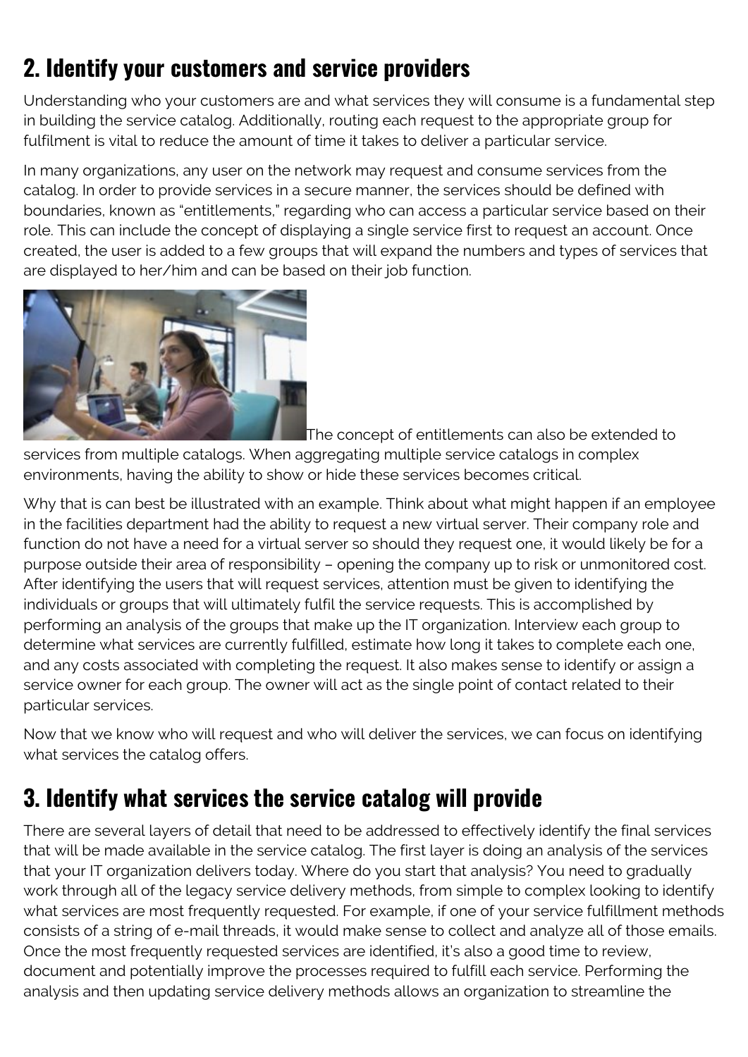## 2. Identify your customers and service providers

Understanding who your customers are and what services they will consume is a fundamental step in building the service catalog. Additionally, routing each request to the appropriate group for fulfilment is vital to reduce the amount of time it takes to deliver a particular service.

In many organizations, any user on the network may request and consume services from the catalog. In order to provide services in a secure manner, the services should be defined with boundaries, known as "entitlements," regarding who can access a particular service based on their role. This can include the concept of displaying a single service first to request an account. Once created, the user is added to a few groups that will expand the numbers and types of services that are displayed to her/him and can be based on their job function.

The concept of entitlements can also be extended to services from multiple catalogs. When aggregating multiple service catalogs in complex environments, having the ability to show or hide these services becomes critical.

Why that is can best be illustrated with an example. Think about what might happen if an employee in the facilities department had the ability to request a new virtual server. Their company role and function do not have a need for a virtual server so should they request one, it would likely be for a purpose outside their area of responsibility – opening the company up to risk or unmonitored cost. After identifying the users that will request services, attention must be given to identifying the individuals or groups that will ultimately fulfil the service requests. This is accomplished by performing an analysis of the groups that make up the IT organization. Interview each group to determine what services are currently fulfilled, estimate how long it takes to complete each one, and any costs associated with completing the request. It also makes sense to identify or assign a service owner for each group. The owner will act as the single point of contact related to their particular services.

Now that we know who will request and who will deliver the services, we can focus on identifying what services the catalog offers.

## 3. Identify what services the service catalog will provide

There are several layers of detail that need to be addressed to effectively identify the final services that will be made available in the service catalog. The first layer is doing an analysis of the services that your IT organization delivers today. Where do you start that analysis? You need to gradually work through all of the legacy service delivery methods, from simple to complex looking to identify what services are most frequently requested. For example, if one of your service fulfillment methods consists of a string of e-mail threads, it would make sense to collect and analyze all of those emails. Once the most frequently requested services are identified, it's also a good time to review, document and potentially improve the processes required to fulfill each service. Performing the analysis and then updating service delivery methods allows an organization to streamline the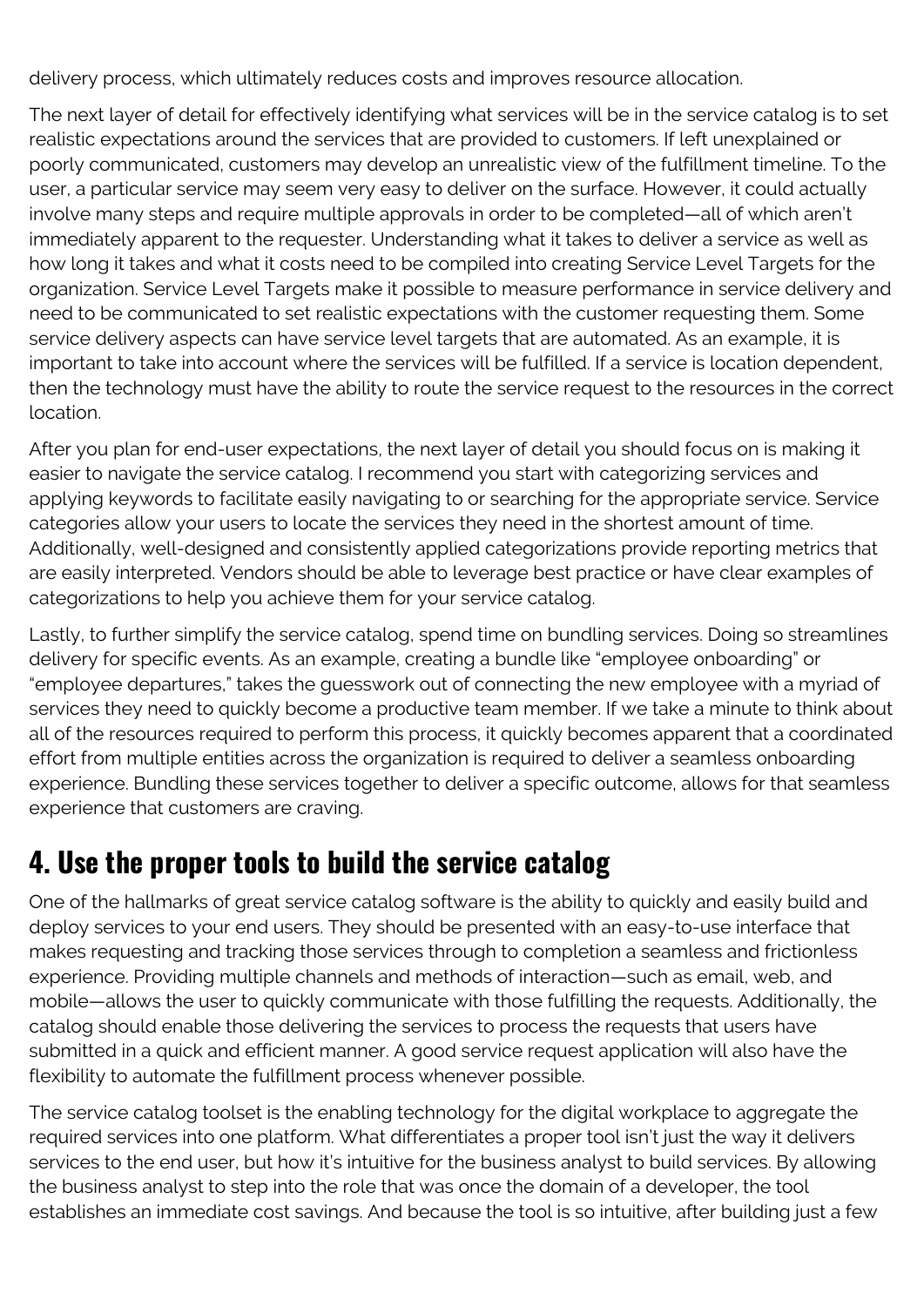delivery process, which ultimately reduces costs and improves resource allocation.

The next layer of detail for effectively identifying what services will be in the service catalog is to set realistic expectations around the services that are provided to customers. If left unexplained or poorly communicated, customers may develop an unrealistic view of the fulfillment timeline. To the user, a particular service may seem very easy to deliver on the surface. However, it could actually involve many steps and require multiple approvals in order to be completed—all of which aren't immediately apparent to the requester. Understanding what it takes to deliver a service as well as how long it takes and what it costs need to be compiled into creating Service Level Targets for the organization. Service Level Targets make it possible to measure performance in service delivery and need to be communicated to set realistic expectations with the customer requesting them. Some service delivery aspects can have service level targets that are automated. As an example, it is important to take into account where the services will be fulfilled. If a service is location dependent, then the technology must have the ability to route the service request to the resources in the correct location.

After you plan for end-user expectations, the next layer of detail you should focus on is making it easier to navigate the service catalog. I recommend you start with categorizing services and applying keywords to facilitate easily navigating to or searching for the appropriate service. Service categories allow your users to locate the services they need in the shortest amount of time. Additionally, well-designed and consistently applied categorizations provide reporting metrics that are easily interpreted. Vendors should be able to leverage best practice or have clear examples of categorizations to help you achieve them for your service catalog.

Lastly, to further simplify the service catalog, spend time on bundling services. Doing so streamlines delivery for specific events. As an example, creating a bundle like "employee onboarding" or "employee departures," takes the guesswork out of connecting the new employee with a myriad of services they need to quickly become a productive team member. If we take a minute to think about all of the resources required to perform this process, it quickly becomes apparent that a coordinated effort from multiple entities across the organization is required to deliver a seamless onboarding experience. Bundling these services together to deliver a specific outcome, allows for that seamless experience that customers are craving.

## 4. Use the proper tools to build the service catalog

One of the hallmarks of great service catalog software is the ability to quickly and easily build and deploy services to your end users. They should be presented with an easy-to-use interface that makes requesting and tracking those services through to completion a seamless and frictionless experience. Providing multiple channels and methods of interaction—such as email, web, and mobile—allows the user to quickly communicate with those fulfilling the requests. Additionally, the catalog should enable those delivering the services to process the requests that users have submitted in a quick and efficient manner. A good service request application will also have the flexibility to automate the fulfillment process whenever possible.

The service catalog toolset is the enabling technology for the digital workplace to aggregate the required services into one platform. What differentiates a proper tool isn't just the way it delivers services to the end user, but how it's intuitive for the business analyst to build services. By allowing the business analyst to step into the role that was once the domain of a developer, the tool establishes an immediate cost savings. And because the tool is so intuitive, after building just a few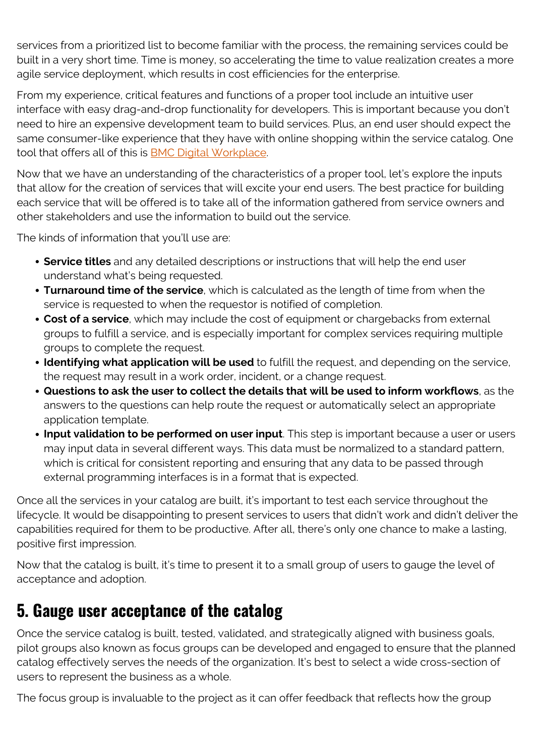services from a prioritized list to become familiar with the process, the remaining services could be built in a very short time. Time is money, so accelerating the time to value realization creates a more agile service deployment, which results in cost efficiencies for the enterprise.

From my experience, critical features and functions of a proper tool include an intuitive user interface with easy drag-and-drop functionality for developers. This is important because you don't need to hire an expensive development team to build services. Plus, an end user should expect the same consumer-like experience that they have with online shopping within the service catalog. One tool that offers all of this is [BMC Digital Workplace](BMC Digital Workplace).

Now that we have an understanding of the characteristics of a proper tool, let's explore the inputs that allow for the creation of services that will excite your end users. The best practice for building each service that will be offered is to take all of the information gathered from service owners and other stakeholders and use the information to build out the service.

The kinds of information that you'll use are:

- **Service titles** and any detailed descriptions or instructions that will help the end user understand what's being requested.
- **Turnaround time of the service**, which is calculated as the length of time from when the service is requested to when the requestor is notified of completion.
- **Cost of a service**, which may include the cost of equipment or chargebacks from external groups to fulfill a service, and is especially important for complex services requiring multiple groups to complete the request.
- **Identifying what application will be used** to fulfill the request, and depending on the service, the request may result in a work order, incident, or a change request.
- **Questions to ask the user to collect the details that will be used to inform workflows**, as the answers to the questions can help route the request or automatically select an appropriate application template.
- **Input validation to be performed on user input**. This step is important because a user or users may input data in several different ways. This data must be normalized to a standard pattern, which is critical for consistent reporting and ensuring that any data to be passed through external programming interfaces is in a format that is expected.

Once all the services in your catalog are built, it's important to test each service throughout the lifecycle. It would be disappointing to present services to users that didn't work and didn't deliver the capabilities required for them to be productive. After all, there's only one chance to make a lasting, positive first impression.

Now that the catalog is built, it's time to present it to a small group of users to gauge the level of acceptance and adoption.

## 5. Gauge user acceptance of the catalog

Once the service catalog is built, tested, validated, and strategically aligned with business goals, pilot groups also known as focus groups can be developed and engaged to ensure that the planned catalog effectively serves the needs of the organization. It's best to select a wide cross-section of users to represent the business as a whole.

The focus group is invaluable to the project as it can offer feedback that reflects how the group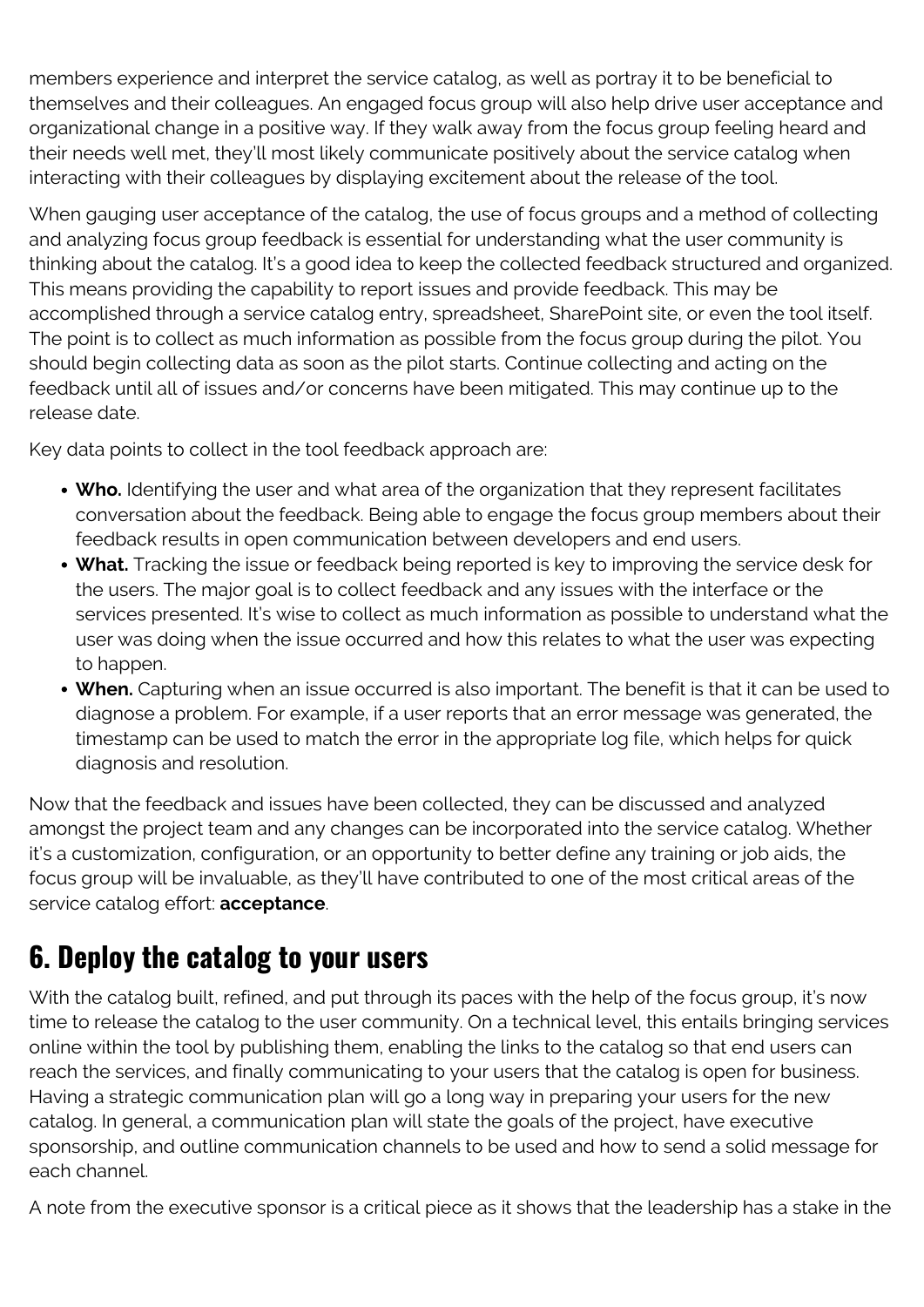members experience and interpret the service catalog, as well as portray it to be beneficial to themselves and their colleagues. An engaged focus group will also help drive user acceptance and organizational change in a positive way. If they walk away from the focus group feeling heard and their needs well met, they'll most likely communicate positively about the service catalog when interacting with their colleagues by displaying excitement about the release of the tool.

When gauging user acceptance of the catalog, the use of focus groups and a method of collecting and analyzing focus group feedback is essential for understanding what the user community is thinking about the catalog. It's a good idea to keep the collected feedback structured and organized. This means providing the capability to report issues and provide feedback. This may be accomplished through a service catalog entry, spreadsheet, SharePoint site, or even the tool itself. The point is to collect as much information as possible from the focus group during the pilot. You should begin collecting data as soon as the pilot starts. Continue collecting and acting on the feedback until all of issues and/or concerns have been mitigated. This may continue up to the release date.

Key data points to collect in the tool feedback approach are:

- **Who.** Identifying the user and what area of the organization that they represent facilitates conversation about the feedback. Being able to engage the focus group members about their feedback results in open communication between developers and end users.
- **What.** Tracking the issue or feedback being reported is key to improving the service desk for the users. The major goal is to collect feedback and any issues with the interface or the services presented. It's wise to collect as much information as possible to understand what the user was doing when the issue occurred and how this relates to what the user was expecting to happen.
- **When.** Capturing when an issue occurred is also important. The benefit is that it can be used to diagnose a problem. For example, if a user reports that an error message was generated, the timestamp can be used to match the error in the appropriate log file, which helps for quick diagnosis and resolution.

Now that the feedback and issues have been collected, they can be discussed and analyzed amongst the project team and any changes can be incorporated into the service catalog. Whether it's a customization, configuration, or an opportunity to better define any training or job aids, the focus group will be invaluable, as they'll have contributed to one of the most critical areas of the service catalog effort: **acceptance**.

## 6. Deploy the catalog to your users

With the catalog built, refined, and put through its paces with the help of the focus group, it's now time to release the catalog to the user community. On a technical level, this entails bringing services online within the tool by publishing them, enabling the links to the catalog so that end users can reach the services, and finally communicating to your users that the catalog is open for business. Having a strategic communication plan will go a long way in preparing your users for the new catalog. In general, a communication plan will state the goals of the project, have executive sponsorship, and outline communication channels to be used and how to send a solid message for each channel.

A note from the executive sponsor is a critical piece as it shows that the leadership has a stake in the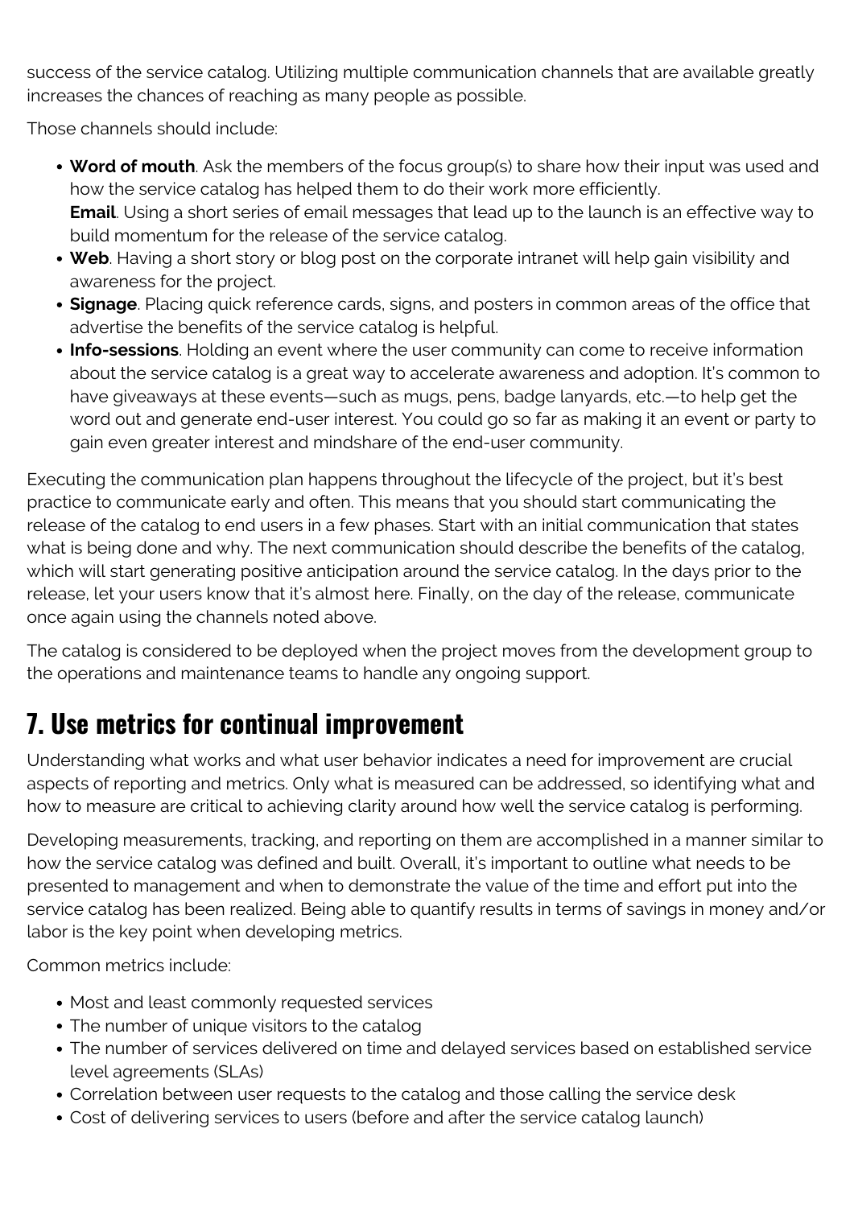success of the service catalog. Utilizing multiple communication channels that are available greatly increases the chances of reaching as many people as possible.

Those channels should include:

- **Word of mouth**. Ask the members of the focus group(s) to share how their input was used and how the service catalog has helped them to do their work more efficiently.
  **Email**. Using a short series of email messages that lead up to the launch is an effective way to build momentum for the release of the service catalog.
- **Web**. Having a short story or blog post on the corporate intranet will help gain visibility and awareness for the project.
- **Signage**. Placing quick reference cards, signs, and posters in common areas of the office that advertise the benefits of the service catalog is helpful.
- **Info-sessions**. Holding an event where the user community can come to receive information about the service catalog is a great way to accelerate awareness and adoption. It's common to have giveaways at these events—such as mugs, pens, badge lanyards, etc.—to help get the word out and generate end-user interest. You could go so far as making it an event or party to gain even greater interest and mindshare of the end-user community.

Executing the communication plan happens throughout the lifecycle of the project, but it's best practice to communicate early and often. This means that you should start communicating the release of the catalog to end users in a few phases. Start with an initial communication that states what is being done and why. The next communication should describe the benefits of the catalog, which will start generating positive anticipation around the service catalog. In the days prior to the release, let your users know that it's almost here. Finally, on the day of the release, communicate once again using the channels noted above.

The catalog is considered to be deployed when the project moves from the development group to the operations and maintenance teams to handle any ongoing support.

## 7. Use metrics for continual improvement

Understanding what works and what user behavior indicates a need for improvement are crucial aspects of reporting and metrics. Only what is measured can be addressed, so identifying what and how to measure are critical to achieving clarity around how well the service catalog is performing.

Developing measurements, tracking, and reporting on them are accomplished in a manner similar to how the service catalog was defined and built. Overall, it's important to outline what needs to be presented to management and when to demonstrate the value of the time and effort put into the service catalog has been realized. Being able to quantify results in terms of savings in money and/or labor is the key point when developing metrics.

Common metrics include:

- Most and least commonly requested services
- The number of unique visitors to the catalog
- The number of services delivered on time and delayed services based on established service level agreements (SLAs)
- Correlation between user requests to the catalog and those calling the service desk
- Cost of delivering services to users (before and after the service catalog launch)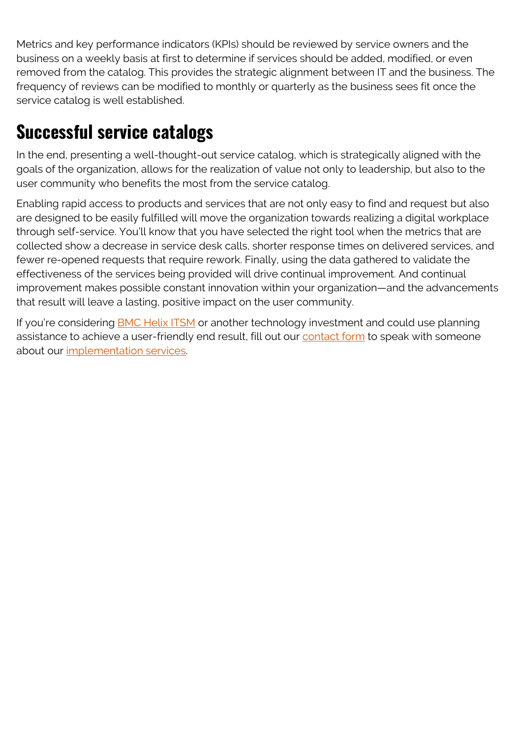Metrics and key performance indicators (KPIs) should be reviewed by service owners and the business on a weekly basis at first to determine if services should be added, modified, or even removed from the catalog. This provides the strategic alignment between IT and the business. The frequency of reviews can be modified to monthly or quarterly as the business sees fit once the service catalog is well established.

## Successful service catalogs

In the end, presenting a well-thought-out service catalog, which is strategically aligned with the goals of the organization, allows for the realization of value not only to leadership, but also to the user community who benefits the most from the service catalog.

Enabling rapid access to products and services that are not only easy to find and request but also are designed to be easily fulfilled will move the organization towards realizing a digital workplace through self-service. You'll know that you have selected the right tool when the metrics that are collected show a decrease in service desk calls, shorter response times on delivered services, and fewer re-opened requests that require rework. Finally, using the data gathered to validate the effectiveness of the services being provided will drive continual improvement. And continual improvement makes possible constant innovation within your organization—and the advancements that result will leave a lasting, positive impact on the user community.

If you're considering BMC Helix ITSM or another technology investment and could use planning assistance to achieve a user-friendly end result, fill out our contact form to speak with someone about our implementation services.